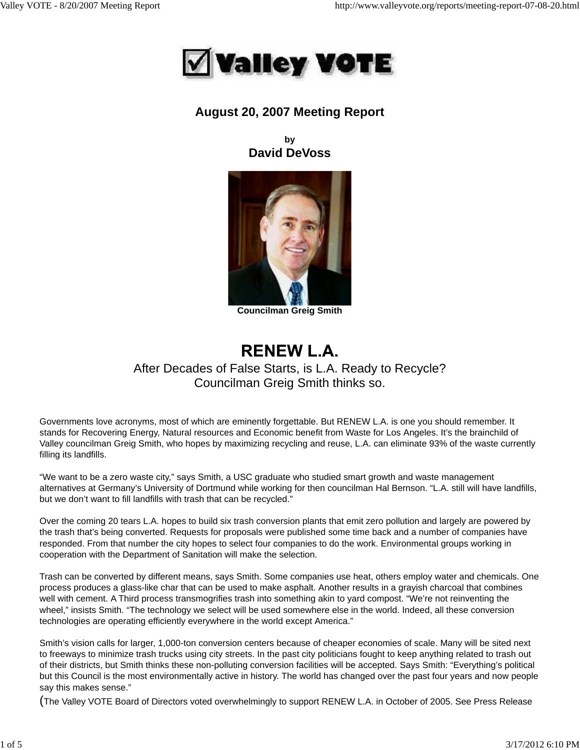# Valley VOTE

## August 20, 2007 Meeting Report

**by**
**David DeVoss**

**Councilman Greig Smith**

# RENEW L.A.

After Decades of False Starts, is L.A. Ready to Recycle?
Councilman Greig Smith thinks so.

Governments love acronyms, most of which are eminently forgettable. But RENEW L.A. is one you should remember. It stands for Recovering Energy, Natural resources and Economic benefit from Waste for Los Angeles. It's the brainchild of Valley councilman Greig Smith, who hopes by maximizing recycling and reuse, L.A. can eliminate 93% of the waste currently filling its landfills.

"We want to be a zero waste city," says Smith, a USC graduate who studied smart growth and waste management alternatives at Germany's University of Dortmund while working for then councilman Hal Bernson. "L.A. still will have landfills, but we don't want to fill landfills with trash that can be recycled."

Over the coming 20 tears L.A. hopes to build six trash conversion plants that emit zero pollution and largely are powered by the trash that's being converted. Requests for proposals were published some time back and a number of companies have responded. From that number the city hopes to select four companies to do the work. Environmental groups working in cooperation with the Department of Sanitation will make the selection.

Trash can be converted by different means, says Smith. Some companies use heat, others employ water and chemicals. One process produces a glass-like char that can be used to make asphalt. Another results in a grayish charcoal that combines well with cement. A Third process transmogrifies trash into something akin to yard compost. "We're not reinventing the wheel," insists Smith. "The technology we select will be used somewhere else in the world. Indeed, all these conversion technologies are operating efficiently everywhere in the world except America."

Smith's vision calls for larger, 1,000-ton conversion centers because of cheaper economies of scale. Many will be sited next to freeways to minimize trash trucks using city streets. In the past city politicians fought to keep anything related to trash out of their districts, but Smith thinks these non-polluting conversion facilities will be accepted. Says Smith: "Everything's political but this Council is the most environmentally active in history. The world has changed over the past four years and now people say this makes sense."

(The Valley VOTE Board of Directors voted overwhelmingly to support RENEW L.A. in October of 2005. See Press Release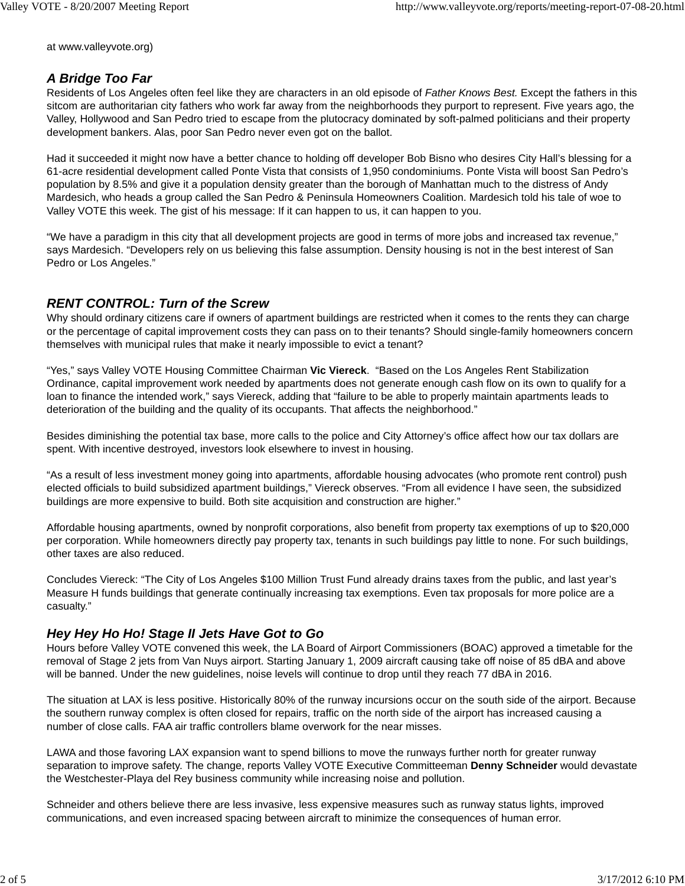at www.valleyvote.org)

### *A Bridge Too Far*

Residents of Los Angeles often feel like they are characters in an old episode of *Father Knows Best.* Except the fathers in this sitcom are authoritarian city fathers who work far away from the neighborhoods they purport to represent. Five years ago, the Valley, Hollywood and San Pedro tried to escape from the plutocracy dominated by soft-palmed politicians and their property development bankers. Alas, poor San Pedro never even got on the ballot.

Had it succeeded it might now have a better chance to holding off developer Bob Bisno who desires City Hall's blessing for a 61-acre residential development called Ponte Vista that consists of 1,950 condominiums. Ponte Vista will boost San Pedro's population by 8.5% and give it a population density greater than the borough of Manhattan much to the distress of Andy Mardesich, who heads a group called the San Pedro & Peninsula Homeowners Coalition. Mardesich told his tale of woe to Valley VOTE this week. The gist of his message: If it can happen to us, it can happen to you.

"We have a paradigm in this city that all development projects are good in terms of more jobs and increased tax revenue," says Mardesich. "Developers rely on us believing this false assumption. Density housing is not in the best interest of San Pedro or Los Angeles."

### *RENT CONTROL: Turn of the Screw*

Why should ordinary citizens care if owners of apartment buildings are restricted when it comes to the rents they can charge or the percentage of capital improvement costs they can pass on to their tenants? Should single-family homeowners concern themselves with municipal rules that make it nearly impossible to evict a tenant?

"Yes," says Valley VOTE Housing Committee Chairman **Vic Viereck**. "Based on the Los Angeles Rent Stabilization Ordinance, capital improvement work needed by apartments does not generate enough cash flow on its own to qualify for a loan to finance the intended work," says Viereck, adding that "failure to be able to properly maintain apartments leads to deterioration of the building and the quality of its occupants. That affects the neighborhood."

Besides diminishing the potential tax base, more calls to the police and City Attorney's office affect how our tax dollars are spent. With incentive destroyed, investors look elsewhere to invest in housing.

"As a result of less investment money going into apartments, affordable housing advocates (who promote rent control) push elected officials to build subsidized apartment buildings," Viereck observes. "From all evidence I have seen, the subsidized buildings are more expensive to build. Both site acquisition and construction are higher."

Affordable housing apartments, owned by nonprofit corporations, also benefit from property tax exemptions of up to $20,000 per corporation. While homeowners directly pay property tax, tenants in such buildings pay little to none. For such buildings, other taxes are also reduced.

Concludes Viereck: "The City of Los Angeles $100 Million Trust Fund already drains taxes from the public, and last year's Measure H funds buildings that generate continually increasing tax exemptions. Even tax proposals for more police are a casualty."

### *Hey Hey Ho Ho! Stage II Jets Have Got to Go*

Hours before Valley VOTE convened this week, the LA Board of Airport Commissioners (BOAC) approved a timetable for the removal of Stage 2 jets from Van Nuys airport. Starting January 1, 2009 aircraft causing take off noise of 85 dBA and above will be banned. Under the new guidelines, noise levels will continue to drop until they reach 77 dBA in 2016.

The situation at LAX is less positive. Historically 80% of the runway incursions occur on the south side of the airport. Because the southern runway complex is often closed for repairs, traffic on the north side of the airport has increased causing a number of close calls. FAA air traffic controllers blame overwork for the near misses.

LAWA and those favoring LAX expansion want to spend billions to move the runways further north for greater runway separation to improve safety. The change, reports Valley VOTE Executive Committeeman **Denny Schneider** would devastate the Westchester-Playa del Rey business community while increasing noise and pollution.

Schneider and others believe there are less invasive, less expensive measures such as runway status lights, improved communications, and even increased spacing between aircraft to minimize the consequences of human error.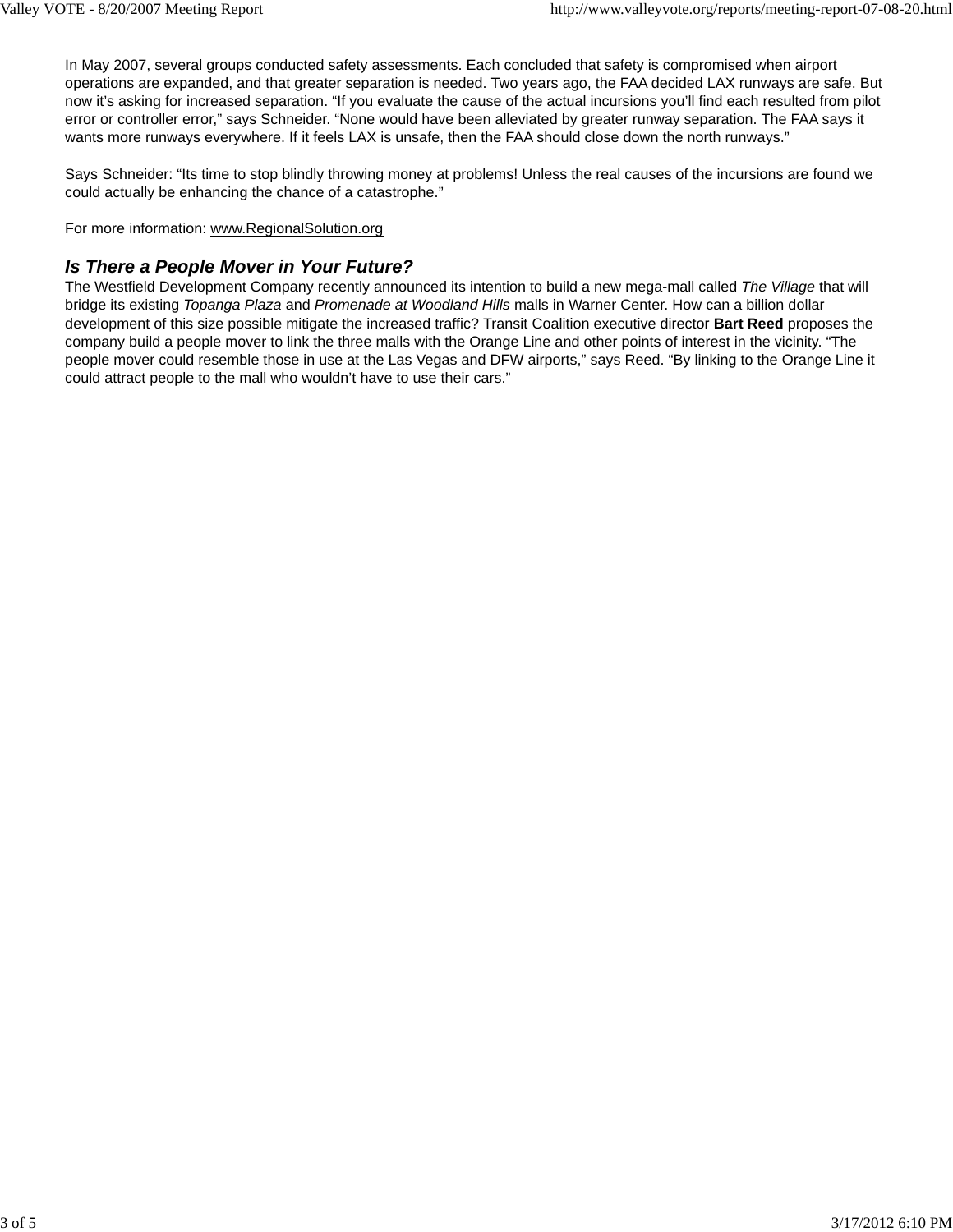In May 2007, several groups conducted safety assessments. Each concluded that safety is compromised when airport operations are expanded, and that greater separation is needed. Two years ago, the FAA decided LAX runways are safe. But now it's asking for increased separation. "If you evaluate the cause of the actual incursions you'll find each resulted from pilot error or controller error," says Schneider. "None would have been alleviated by greater runway separation. The FAA says it wants more runways everywhere. If it feels LAX is unsafe, then the FAA should close down the north runways."

Says Schneider: "Its time to stop blindly throwing money at problems! Unless the real causes of the incursions are found we could actually be enhancing the chance of a catastrophe."

For more information: www.RegionalSolution.org

### *Is There a People Mover in Your Future?*

The Westfield Development Company recently announced its intention to build a new mega-mall called *The Village* that will bridge its existing *Topanga Plaza* and *Promenade at Woodland Hills* malls in Warner Center. How can a billion dollar development of this size possible mitigate the increased traffic? Transit Coalition executive director **Bart Reed** proposes the company build a people mover to link the three malls with the Orange Line and other points of interest in the vicinity. "The people mover could resemble those in use at the Las Vegas and DFW airports," says Reed. "By linking to the Orange Line it could attract people to the mall who wouldn't have to use their cars."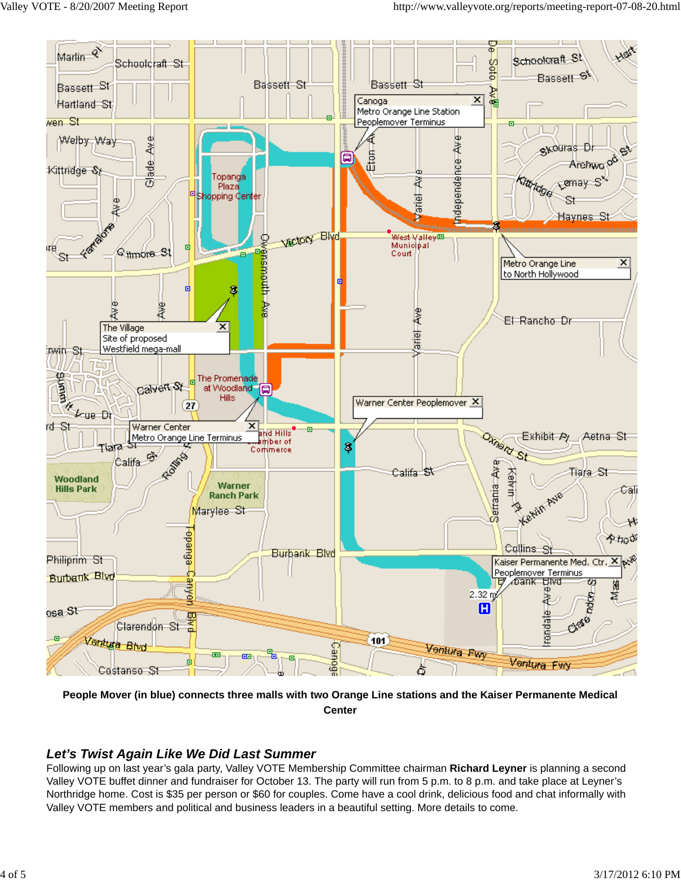**People Mover (in blue) connects three malls with two Orange Line stations and the Kaiser Permanente Medical Center**

### *Let's Twist Again Like We Did Last Summer*

Following up on last year's gala party, Valley VOTE Membership Committee chairman **Richard Leyner** is planning a second Valley VOTE buffet dinner and fundraiser for October 13. The party will run from 5 p.m. to 8 p.m. and take place at Leyner's Northridge home. Cost is $35 per person or $60 for couples. Come have a cool drink, delicious food and chat informally with Valley VOTE members and political and business leaders in a beautiful setting. More details to come.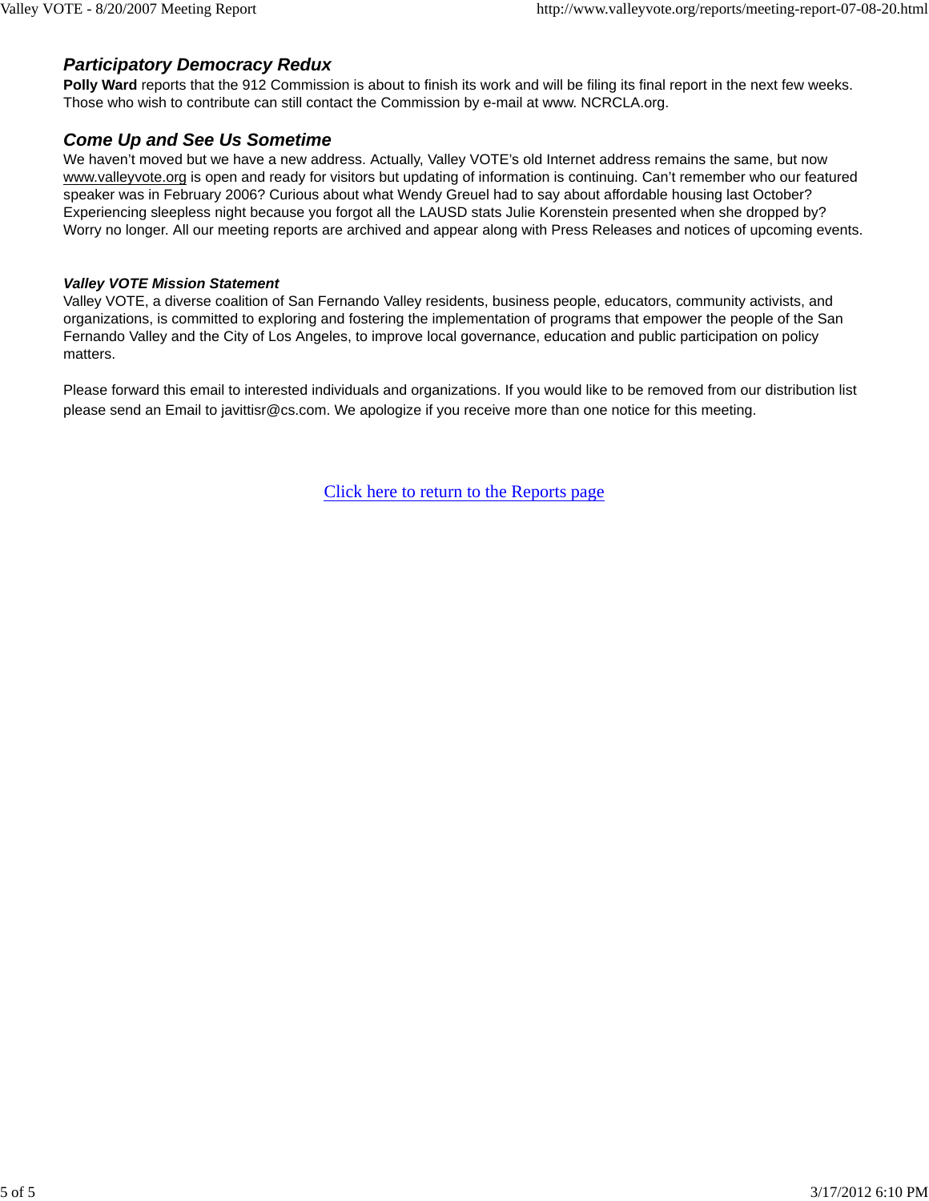## *Participatory Democracy Redux*

**Polly Ward** reports that the 912 Commission is about to finish its work and will be filing its final report in the next few weeks. Those who wish to contribute can still contact the Commission by e-mail at www. NCRCLA.org.

## *Come Up and See Us Sometime*

We haven't moved but we have a new address. Actually, Valley VOTE's old Internet address remains the same, but now www.valleyvote.org is open and ready for visitors but updating of information is continuing. Can't remember who our featured speaker was in February 2006? Curious about what Wendy Greuel had to say about affordable housing last October? Experiencing sleepless night because you forgot all the LAUSD stats Julie Korenstein presented when she dropped by? Worry no longer. All our meeting reports are archived and appear along with Press Releases and notices of upcoming events.

***Valley VOTE Mission Statement***

Valley VOTE, a diverse coalition of San Fernando Valley residents, business people, educators, community activists, and organizations, is committed to exploring and fostering the implementation of programs that empower the people of the San Fernando Valley and the City of Los Angeles, to improve local governance, education and public participation on policy matters.

Please forward this email to interested individuals and organizations. If you would like to be removed from our distribution list please send an Email to javittisr@cs.com. We apologize if you receive more than one notice for this meeting.

Click here to return to the Reports page